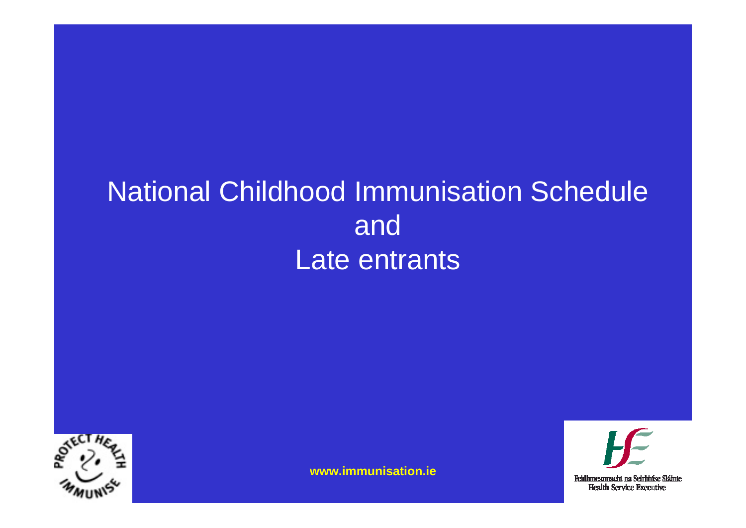# National Childhood Immunisation Schedule and Late entrants

www.immunisation.ie

Feidhmeannacht na Seirbhíse Sláinte
Health Service Executive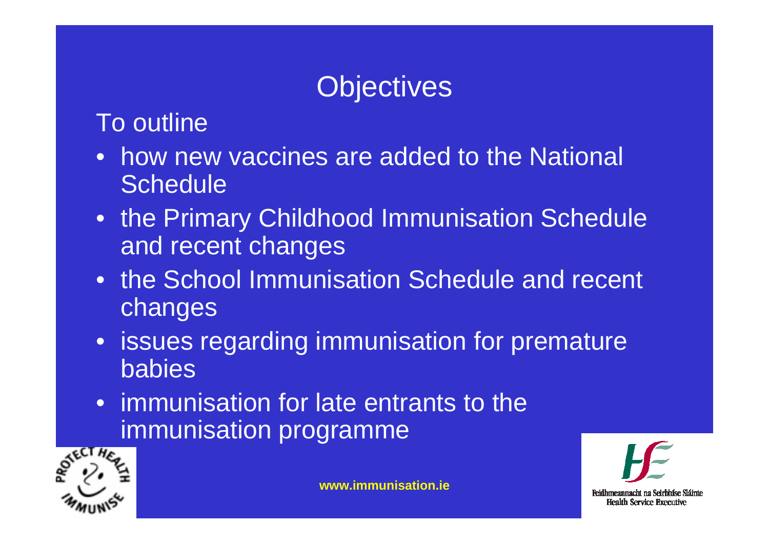# Objectives

To outline

- how new vaccines are added to the National Schedule
- the Primary Childhood Immunisation Schedule and recent changes
- the School Immunisation Schedule and recent changes
- issues regarding immunisation for premature babies
- immunisation for late entrants to the immunisation programme

www.immunisation.ie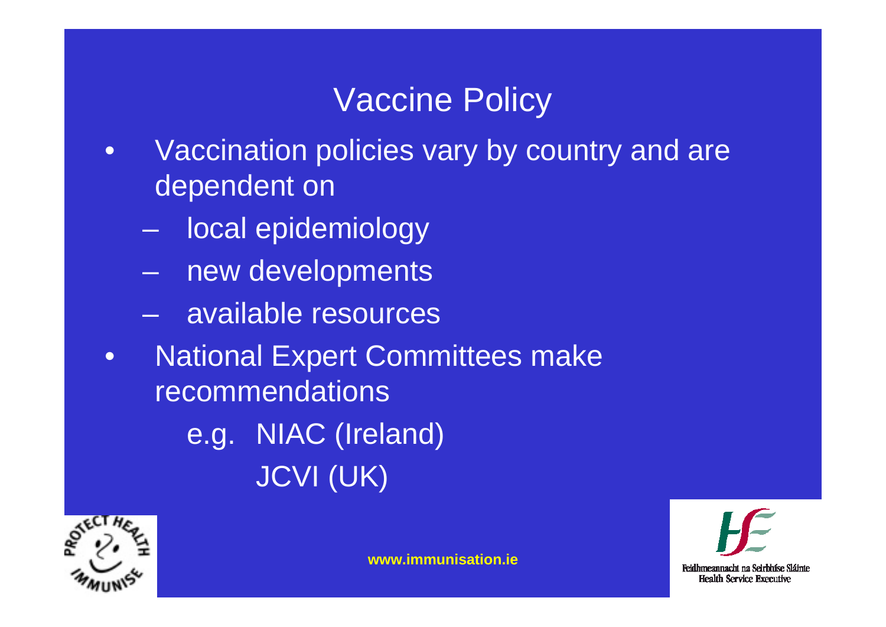# Vaccine Policy

- Vaccination policies vary by country and are dependent on
  - local epidemiology
  - new developments
  - available resources
- National Expert Committees make recommendations

  e.g. NIAC (Ireland)
  JCVI (UK)

www.immunisation.ie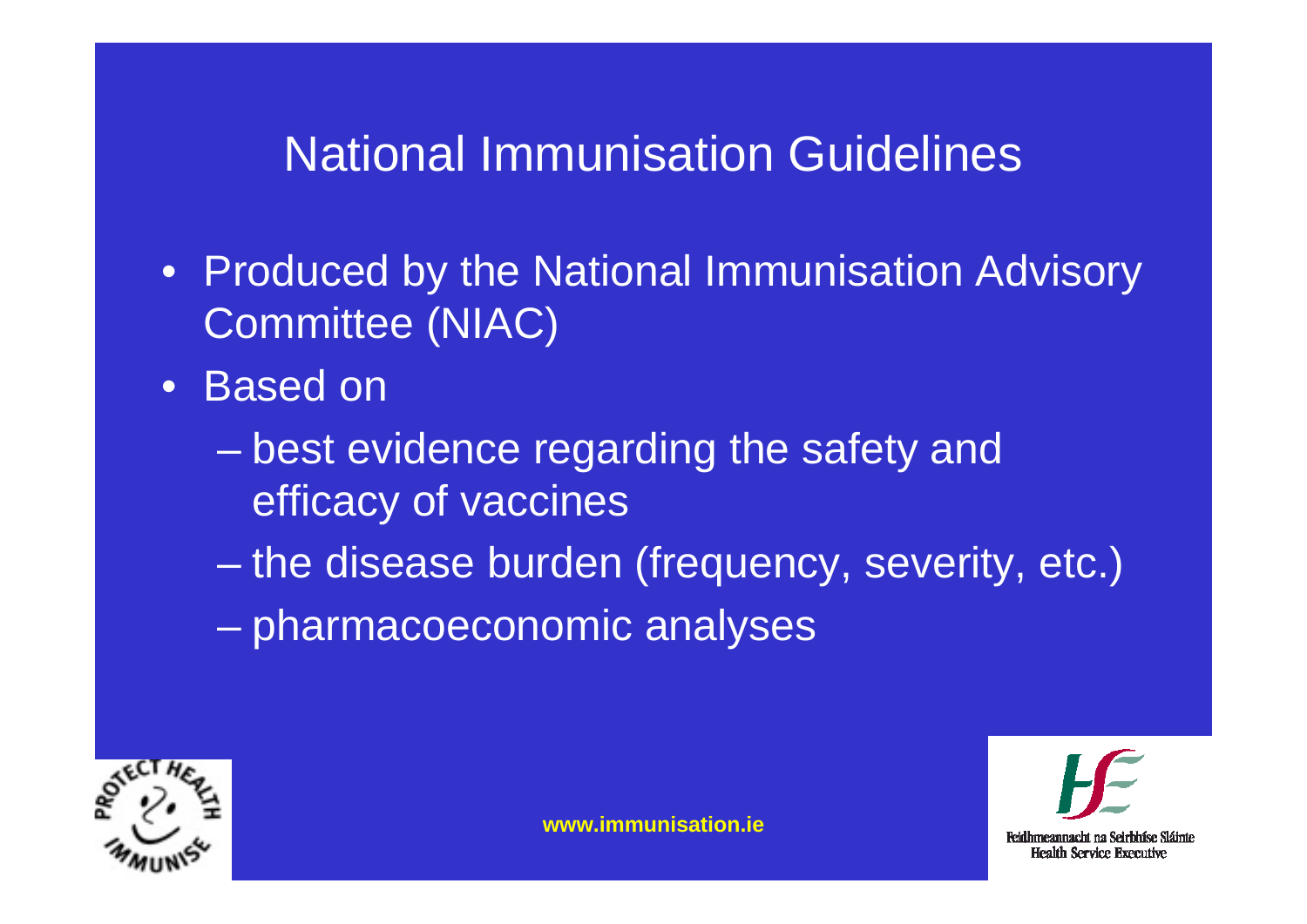# National Immunisation Guidelines

- Produced by the National Immunisation Advisory Committee (NIAC)
- Based on
  - best evidence regarding the safety and efficacy of vaccines
  - the disease burden (frequency, severity, etc.)
  - pharmacoeconomic analyses

www.immunisation.ie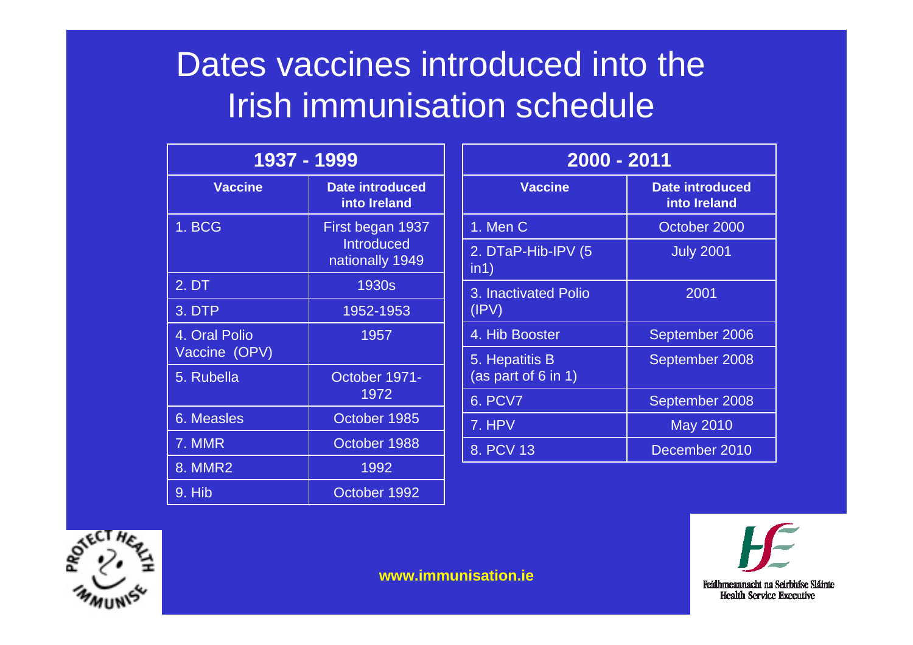# Dates vaccines introduced into the Irish immunisation schedule

| 1937 - 1999 | |
|---|---|
| **Vaccine** | **Date introduced into Ireland** |
| 1. BCG | First began 1937 Introduced nationally 1949 |
| 2. DT | 1930s |
| 3. DTP | 1952-1953 |
| 4. Oral Polio Vaccine (OPV) | 1957 |
| 5. Rubella | October 1971-1972 |
| 6. Measles | October 1985 |
| 7. MMR | October 1988 |
| 8. MMR2 | 1992 |
| 9. Hib | October 1992 |

| 2000 - 2011 | |
|---|---|
| **Vaccine** | **Date introduced into Ireland** |
| 1. Men C | October 2000 |
| 2. DTaP-Hib-IPV (5 in1) | July 2001 |
| 3. Inactivated Polio (IPV) | 2001 |
| 4. Hib Booster | September 2006 |
| 5. Hepatitis B (as part of 6 in 1) | September 2008 |
| 6. PCV7 | September 2008 |
| 7. HPV | May 2010 |
| 8. PCV 13 | December 2010 |

PROTECT HEALTH IMMUNISE

www.immunisation.ie

Feidhmeannacht na Seirbhíse Sláinte
Health Service Executive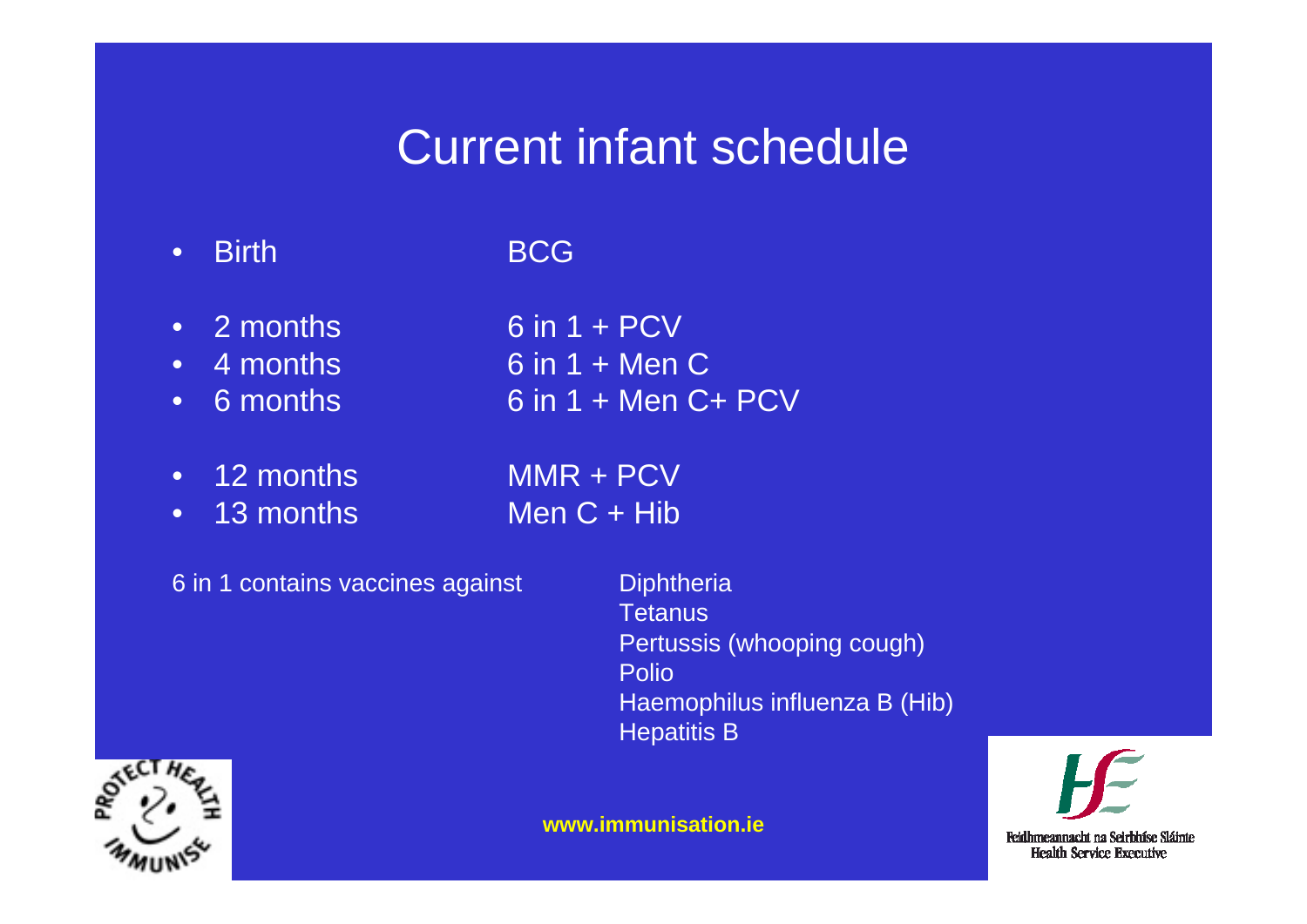# Current infant schedule

| | |
|---|---|
| Birth | BCG |
| 2 months | 6 in 1 + PCV |
| 4 months | 6 in 1 + Men C |
| 6 months | 6 in 1 + Men C+ PCV |
| 12 months | MMR + PCV |
| 13 months | Men C + Hib |

6 in 1 contains vaccines against

- Diphtheria
- Tetanus
- Pertussis (whooping cough)
- Polio
- Haemophilus influenza B (Hib)
- Hepatitis B

PROTECT HEALTH IMMUNISE

**www.immunisation.ie**

Feidhmeannacht na Seirbhíse Sláinte
Health Service Executive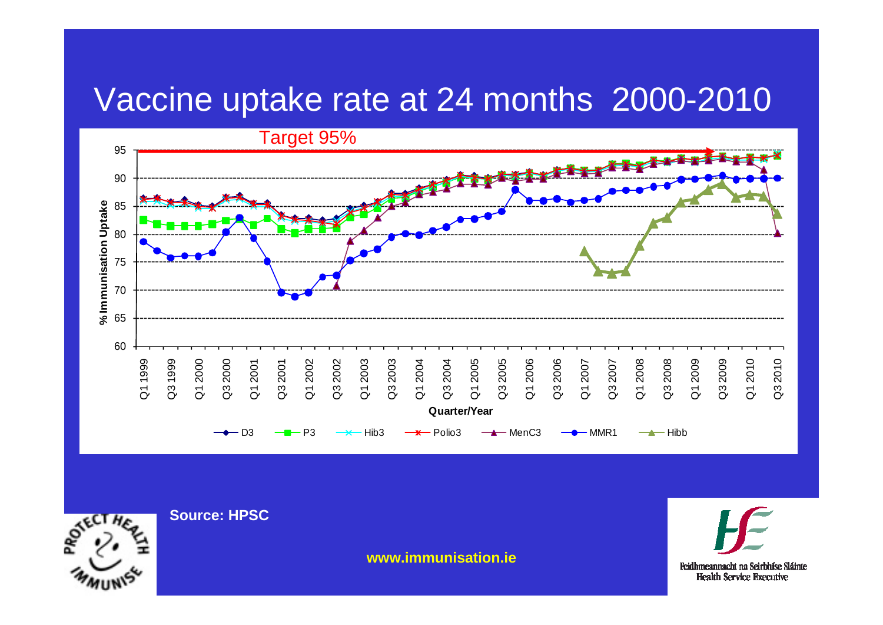# Vaccine uptake rate at 24 months 2000-2010

Target 95%

% Immunisation Uptake

Quarter/Year

D3 · P3 · Hib3 · Polio3 · MenC3 · MMR1 · Hibb

**Source: HPSC**

**www.immunisation.ie**

Feidhmeannacht na Seirbhíse Sláinte
Health Service Executive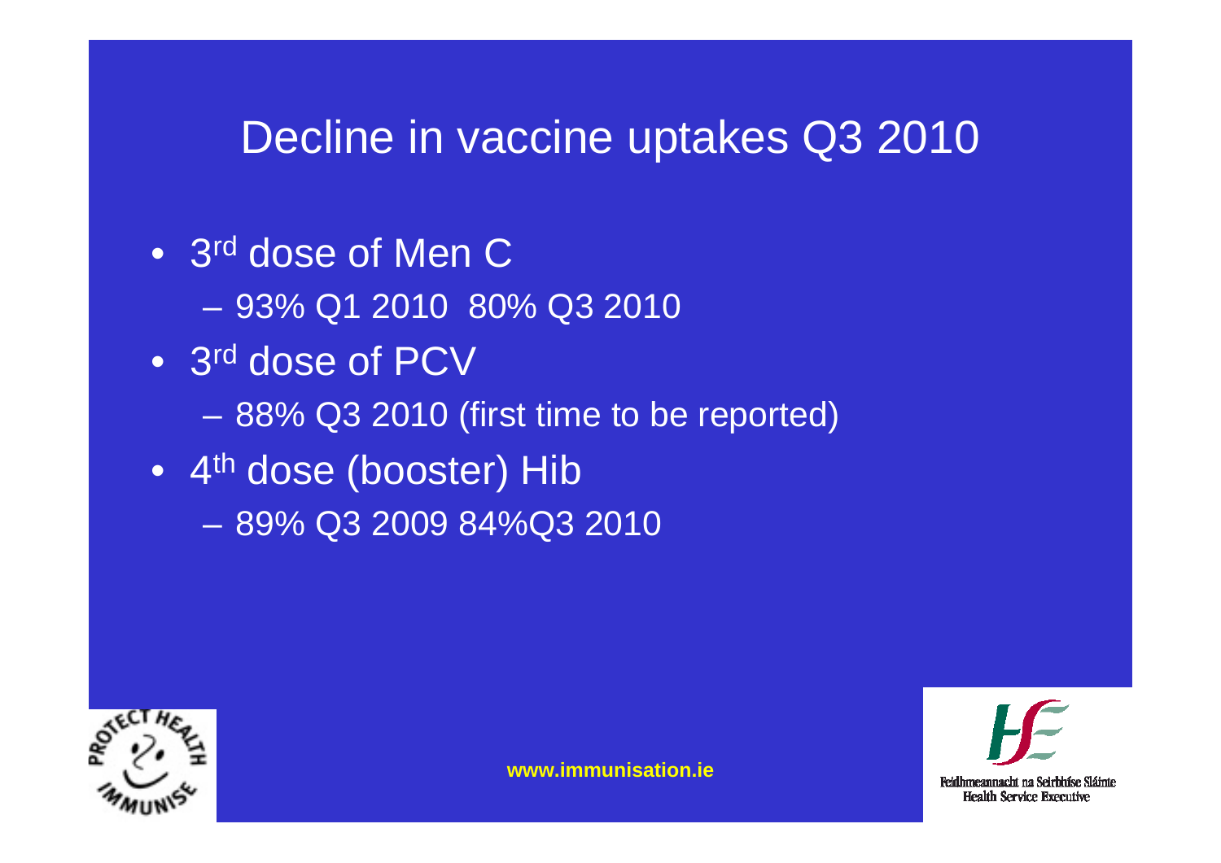# Decline in vaccine uptakes Q3 2010

- 3rd dose of Men C
  - 93% Q1 2010 80% Q3 2010
- 3rd dose of PCV
  - 88% Q3 2010 (first time to be reported)
- 4th dose (booster) Hib
  - 89% Q3 2009 84%Q3 2010

www.immunisation.ie

Feidhmeannacht na Seirbhíse Sláinte
Health Service Executive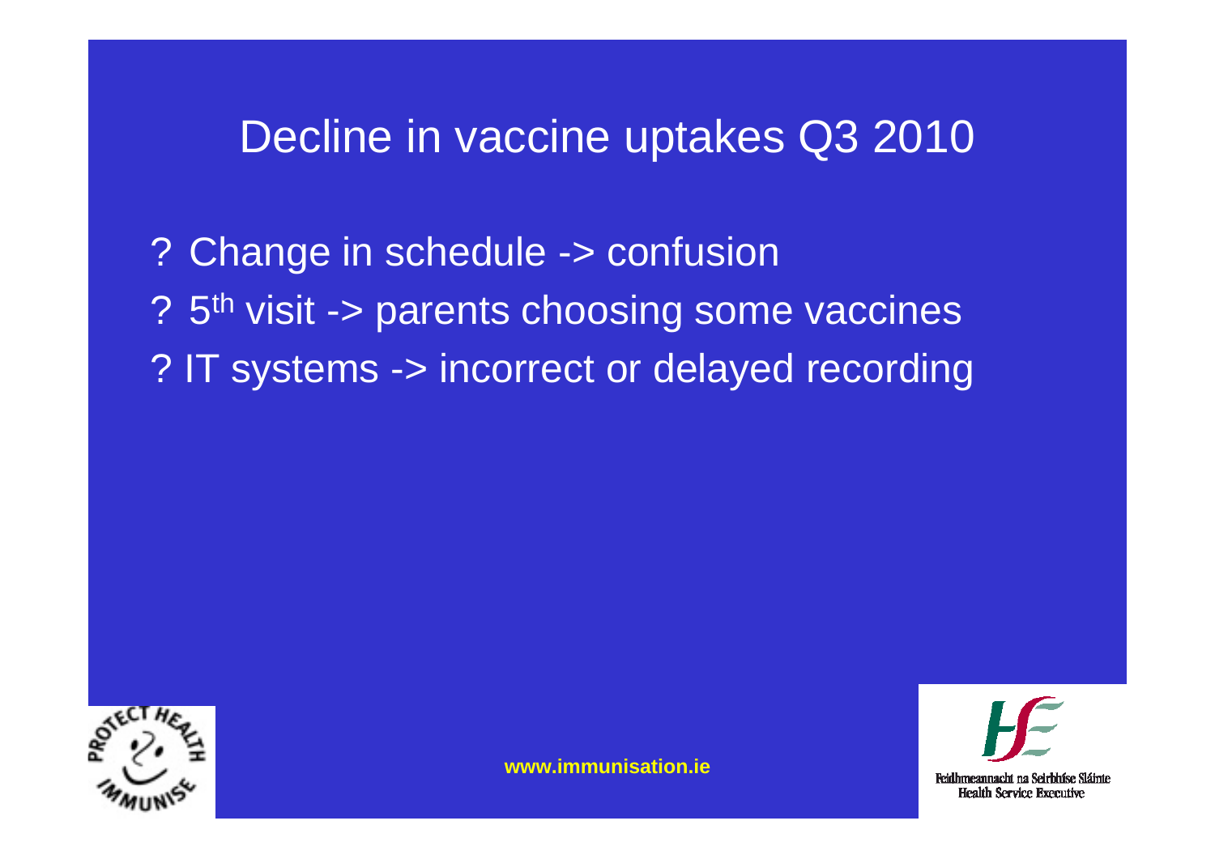# Decline in vaccine uptakes Q3 2010

? Change in schedule -> confusion

? 5th visit -> parents choosing some vaccines

? IT systems -> incorrect or delayed recording

www.immunisation.ie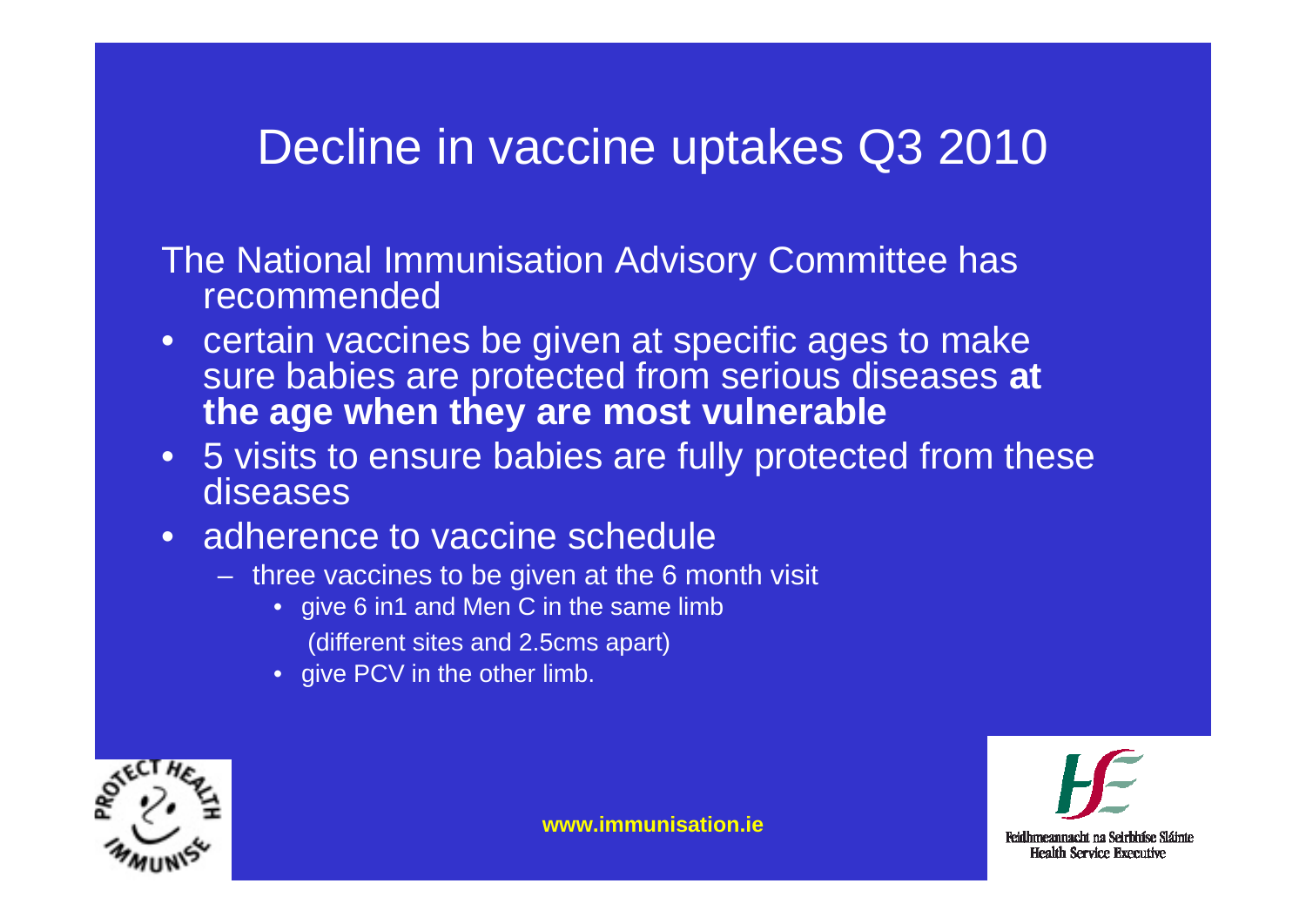# Decline in vaccine uptakes Q3 2010

The National Immunisation Advisory Committee has recommended

- certain vaccines be given at specific ages to make sure babies are protected from serious diseases **at the age when they are most vulnerable**
- 5 visits to ensure babies are fully protected from these diseases
- adherence to vaccine schedule
  - three vaccines to be given at the 6 month visit
    - give 6 in1 and Men C in the same limb (different sites and 2.5cms apart)
    - give PCV in the other limb.

www.immunisation.ie

Feidhmeannacht na Seirbhíse Sláinte
Health Service Executive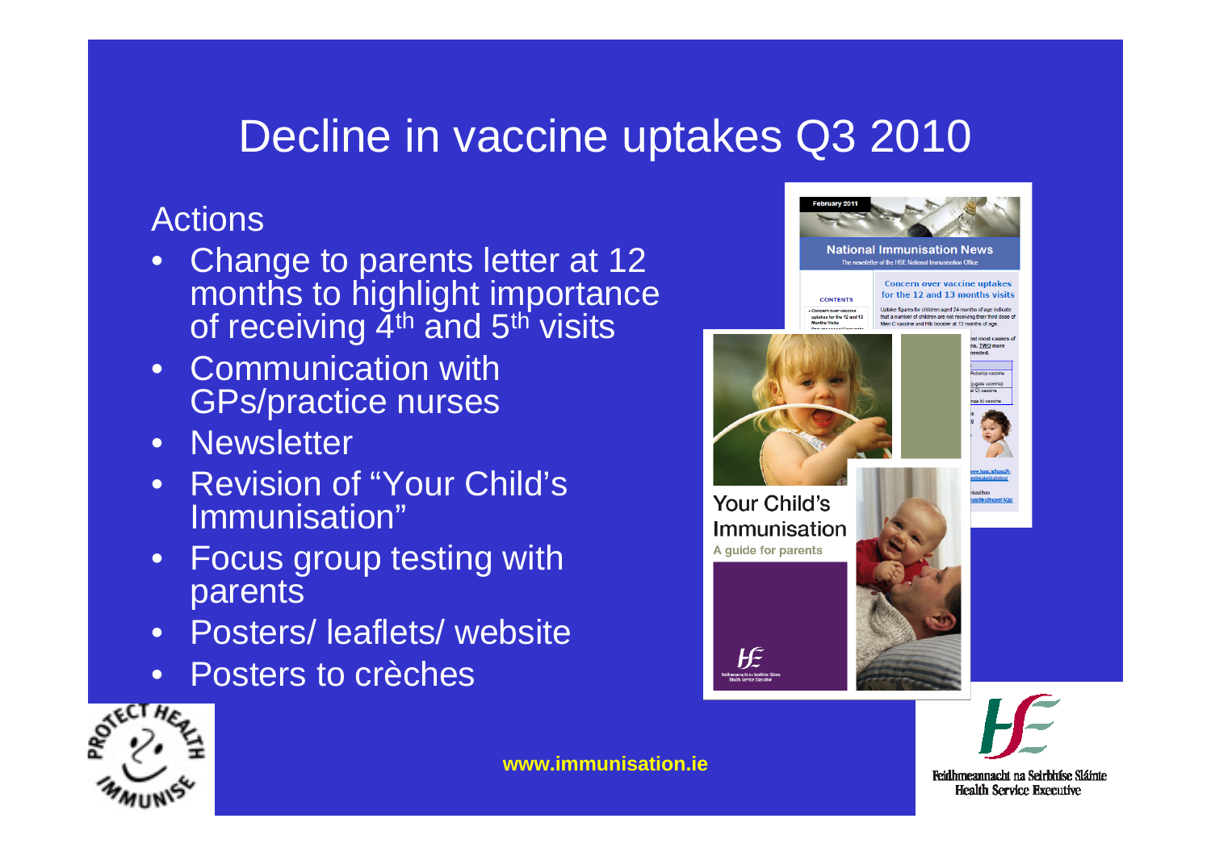# Decline in vaccine uptakes Q3 2010

Actions

- Change to parents letter at 12 months to highlight importance of receiving 4th and 5th visits
- Communication with GPs/practice nurses
- Newsletter
- Revision of "Your Child's Immunisation"
- Focus group testing with parents
- Posters/ leaflets/ website
- Posters to crèches

www.immunisation.ie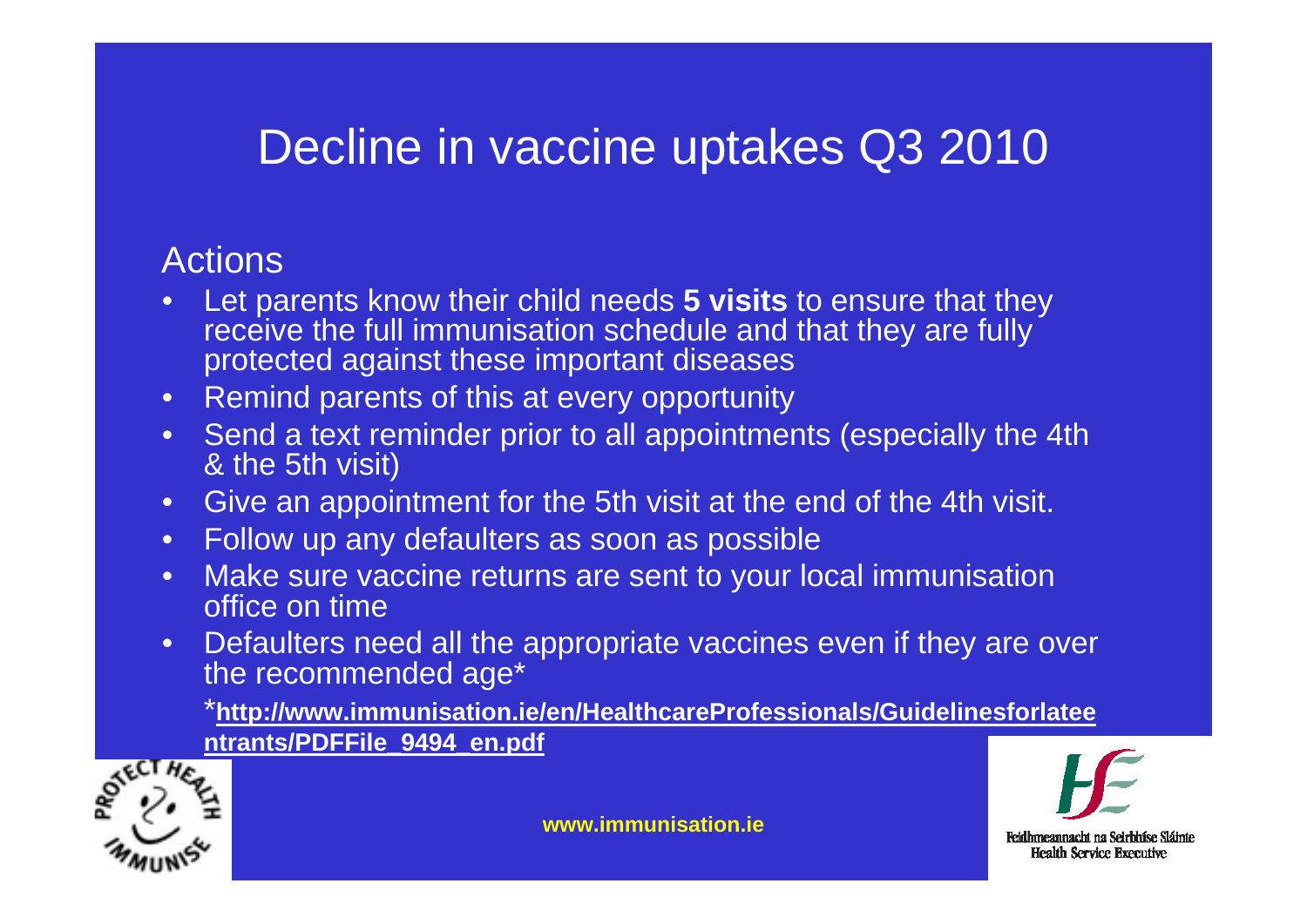# Decline in vaccine uptakes Q3 2010

## Actions

- Let parents know their child needs **5 visits** to ensure that they receive the full immunisation schedule and that they are fully protected against these important diseases
- Remind parents of this at every opportunity
- Send a text reminder prior to all appointments (especially the 4th & the 5th visit)
- Give an appointment for the 5th visit at the end of the 4th visit.
- Follow up any defaulters as soon as possible
- Make sure vaccine returns are sent to your local immunisation office on time
- Defaulters need all the appropriate vaccines even if they are over the recommended age*

*<u>**http://www.immunisation.ie/en/HealthcareProfessionals/Guidelinesforlateentrants/PDFFile_9494_en.pdf**</u>

**www.immunisation.ie**

Feidhmeannacht na Seirbhíse Sláinte
Health Service Executive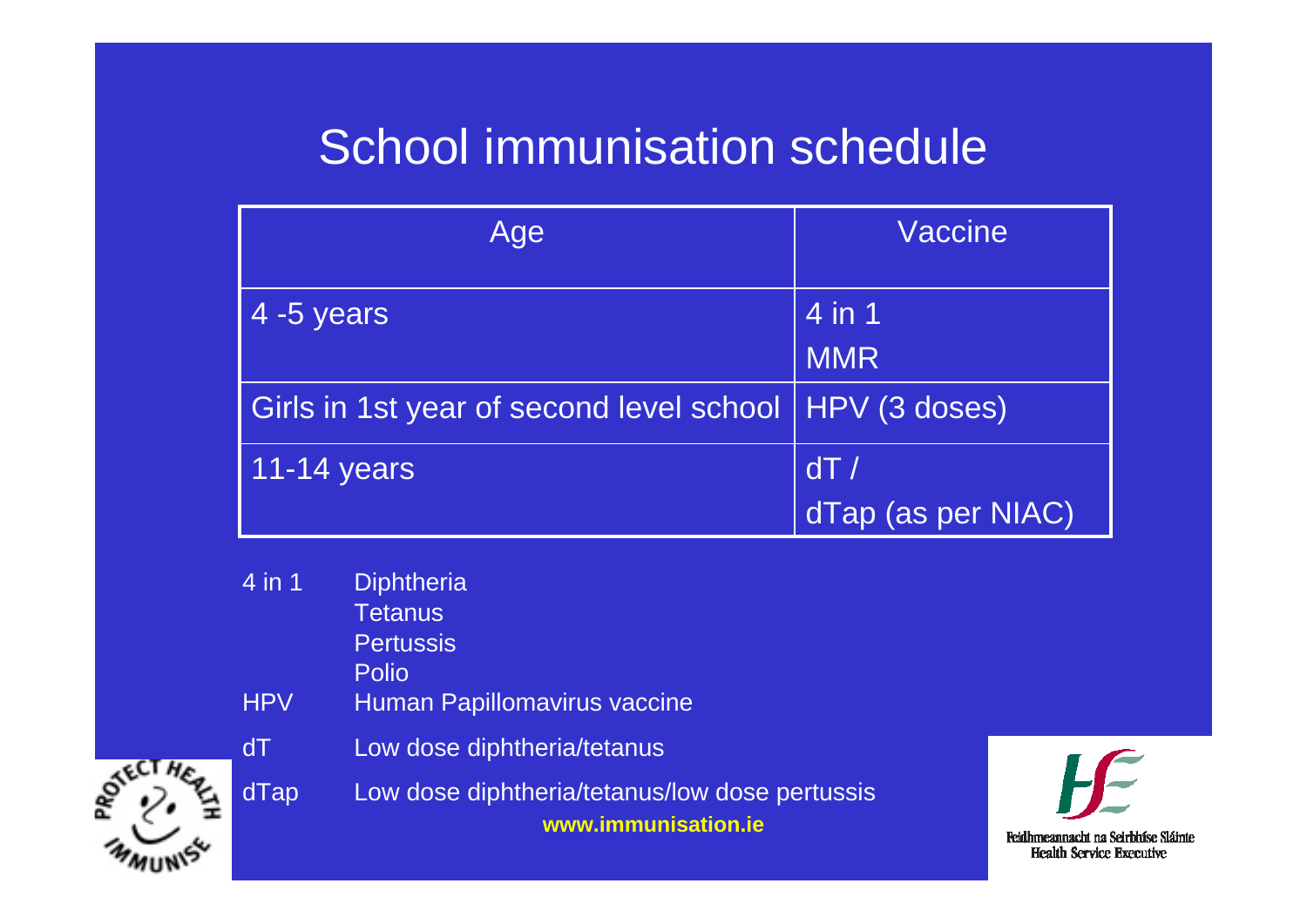# School immunisation schedule

| Age | Vaccine |
|---|---|
| 4 -5 years | 4 in 1<br>MMR |
| Girls in 1st year of second level school | HPV (3 doses) |
| 11-14 years | dT /<br>dTap (as per NIAC) |

4 in 1 — Diphtheria, Tetanus, Pertussis, Polio

HPV — Human Papillomavirus vaccine

dT — Low dose diphtheria/tetanus

dTap — Low dose diphtheria/tetanus/low dose pertussis

**www.immunisation.ie**

PROTECT HEALTH IMMUNISE

Feidhmeannacht na Seirbhíse Sláinte
Health Service Executive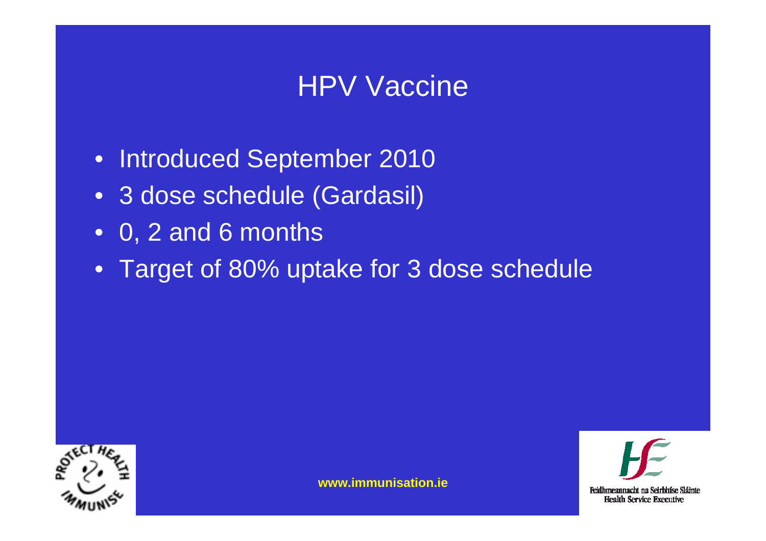# HPV Vaccine

- Introduced September 2010
- 3 dose schedule (Gardasil)
- 0, 2 and 6 months
- Target of 80% uptake for 3 dose schedule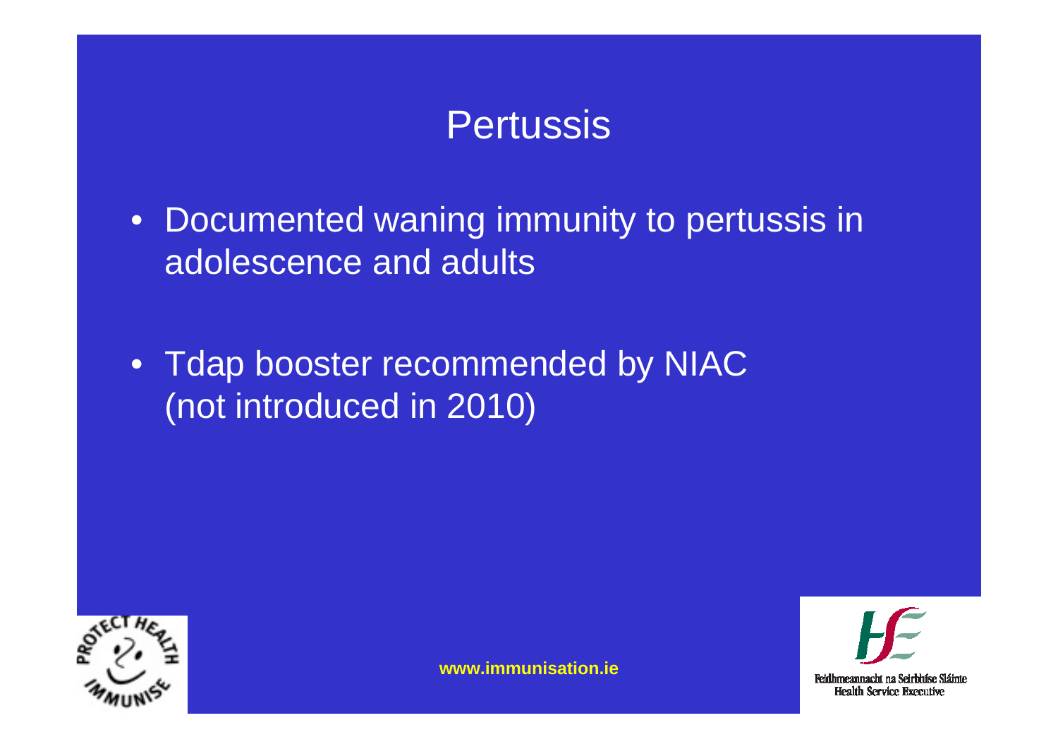# Pertussis

- Documented waning immunity to pertussis in adolescence and adults
- Tdap booster recommended by NIAC (not introduced in 2010)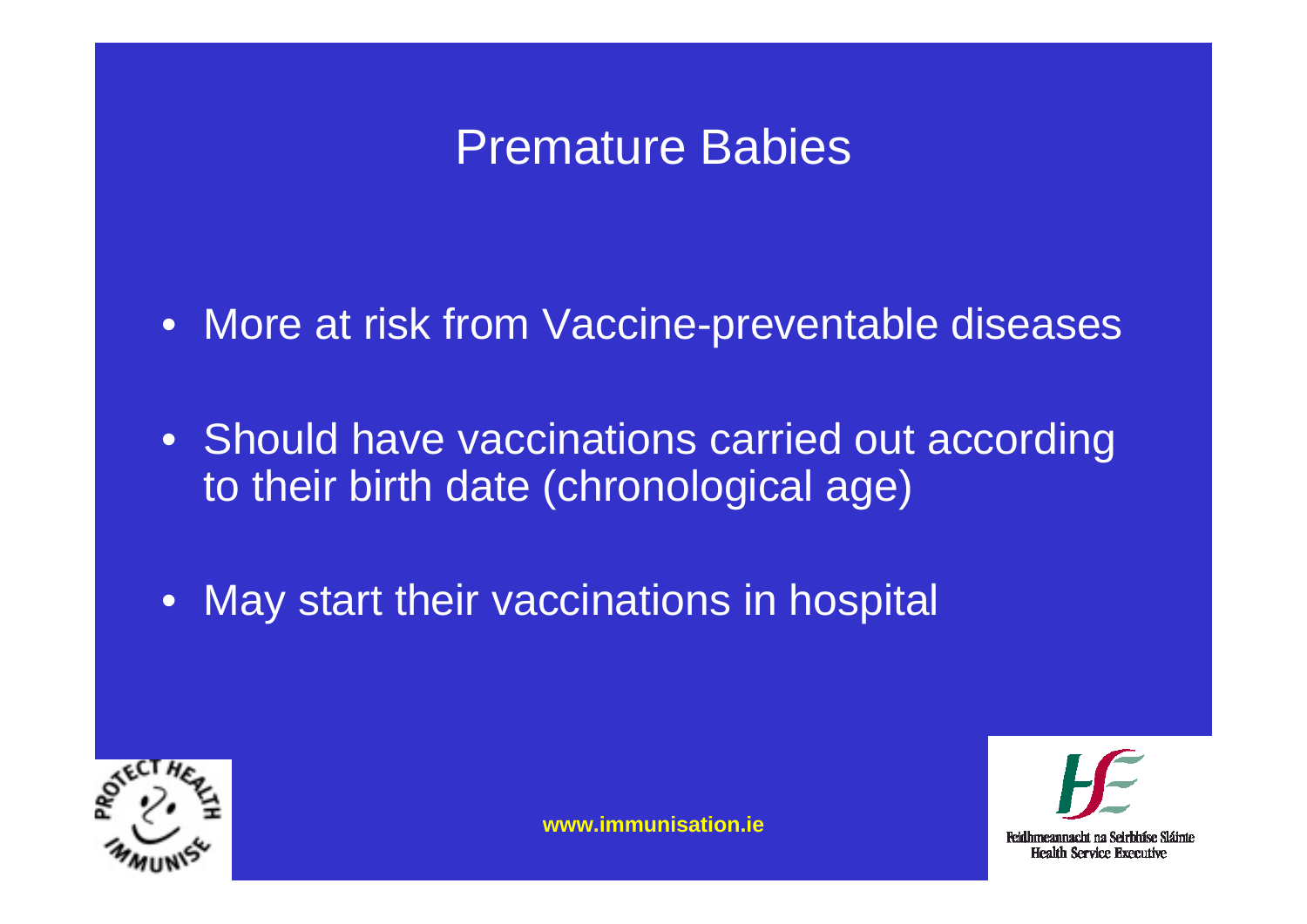# Premature Babies

- More at risk from Vaccine-preventable diseases
- Should have vaccinations carried out according to their birth date (chronological age)
- May start their vaccinations in hospital

www.immunisation.ie

Feidhmeannacht na Seirbhíse Sláinte
Health Service Executive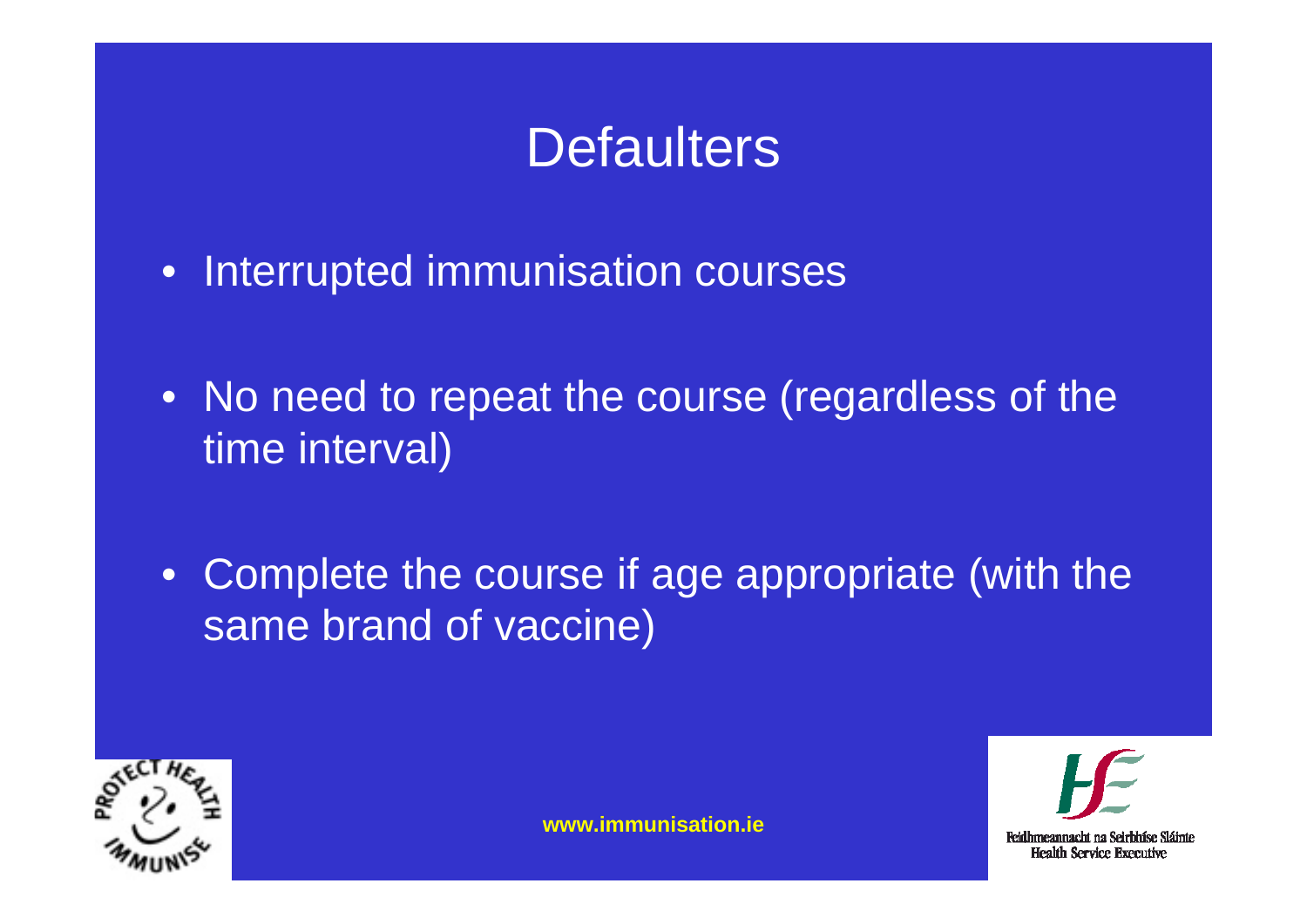# Defaulters

- Interrupted immunisation courses
- No need to repeat the course (regardless of the time interval)
- Complete the course if age appropriate (with the same brand of vaccine)

www.immunisation.ie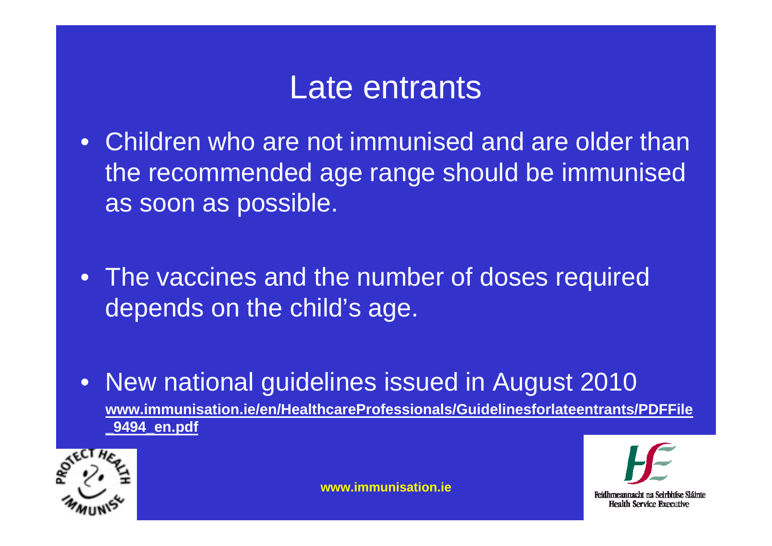# Late entrants

- Children who are not immunised and are older than the recommended age range should be immunised as soon as possible.

- The vaccines and the number of doses required depends on the child's age.

- New national guidelines issued in August 2010
  **www.immunisation.ie/en/HealthcareProfessionals/Guidelinesforlateentrants/PDFFile_9494_en.pdf**

PROTECT HEALTH IMMUNISE

**www.immunisation.ie**

Feidhmeannacht na Seirbhíse Sláinte
Health Service Executive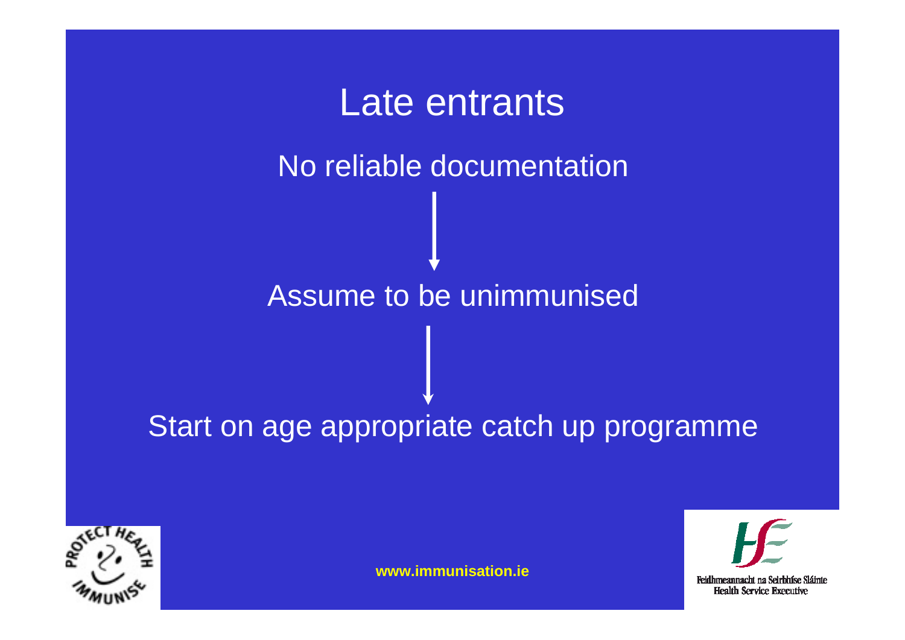# Late entrants

No reliable documentation

↓

Assume to be unimmunised

↓

Start on age appropriate catch up programme

www.immunisation.ie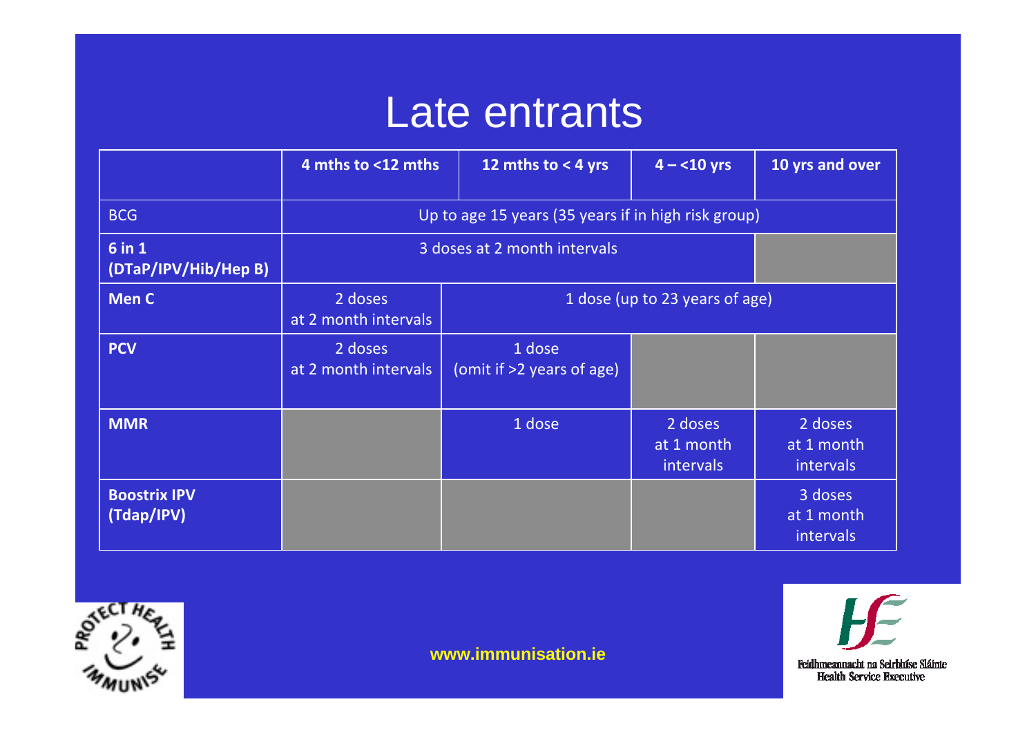# Late entrants

| | 4 mths to <12 mths | 12 mths to < 4 yrs | 4 – <10 yrs | 10 yrs and over |
|---|---|---|---|---|
| BCG | Up to age 15 years (35 years if in high risk group) | | | |
| **6 in 1 (DTaP/IPV/Hib/Hep B)** | 3 doses at 2 month intervals | | | |
| **Men C** | 2 doses at 2 month intervals | 1 dose (up to 23 years of age) | | |
| **PCV** | 2 doses at 2 month intervals | 1 dose (omit if >2 years of age) | | |
| **MMR** | | 1 dose | 2 doses at 1 month intervals | 2 doses at 1 month intervals |
| **Boostrix IPV (Tdap/IPV)** | | | | 3 doses at 1 month intervals |

PROTECT HEALTH IMMUNISE

www.immunisation.ie

Feidhmeannacht na Seirbhíse Sláinte
Health Service Executive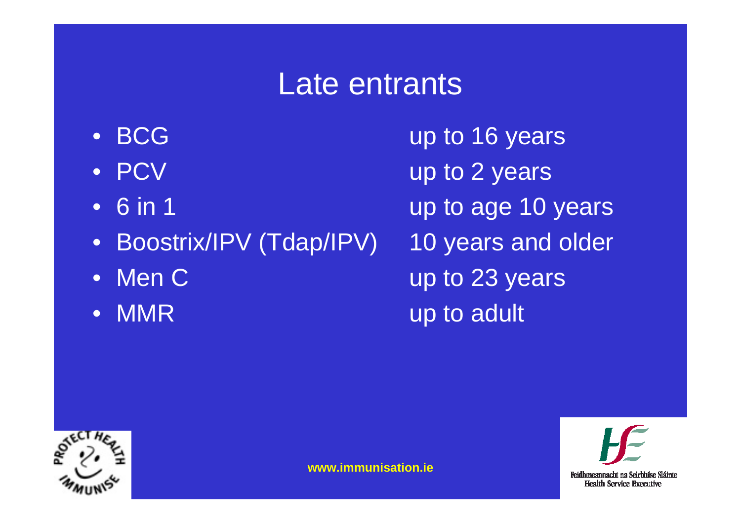# Late entrants

- BCG up to 16 years
- PCV up to 2 years
- 6 in 1 up to age 10 years
- Boostrix/IPV (Tdap/IPV) 10 years and older
- Men C up to 23 years
- MMR up to adult

www.immunisation.ie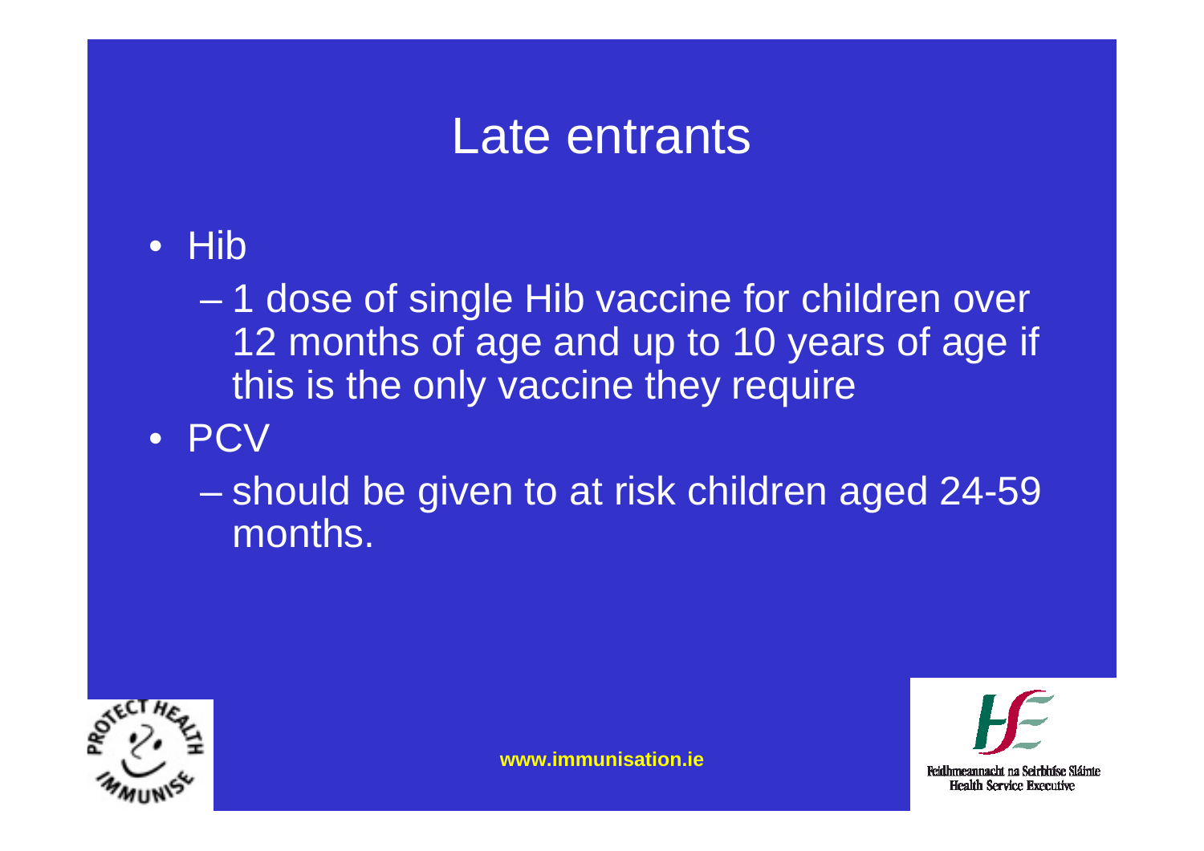# Late entrants

- Hib
  - 1 dose of single Hib vaccine for children over 12 months of age and up to 10 years of age if this is the only vaccine they require
- PCV
  - should be given to at risk children aged 24-59 months.

www.immunisation.ie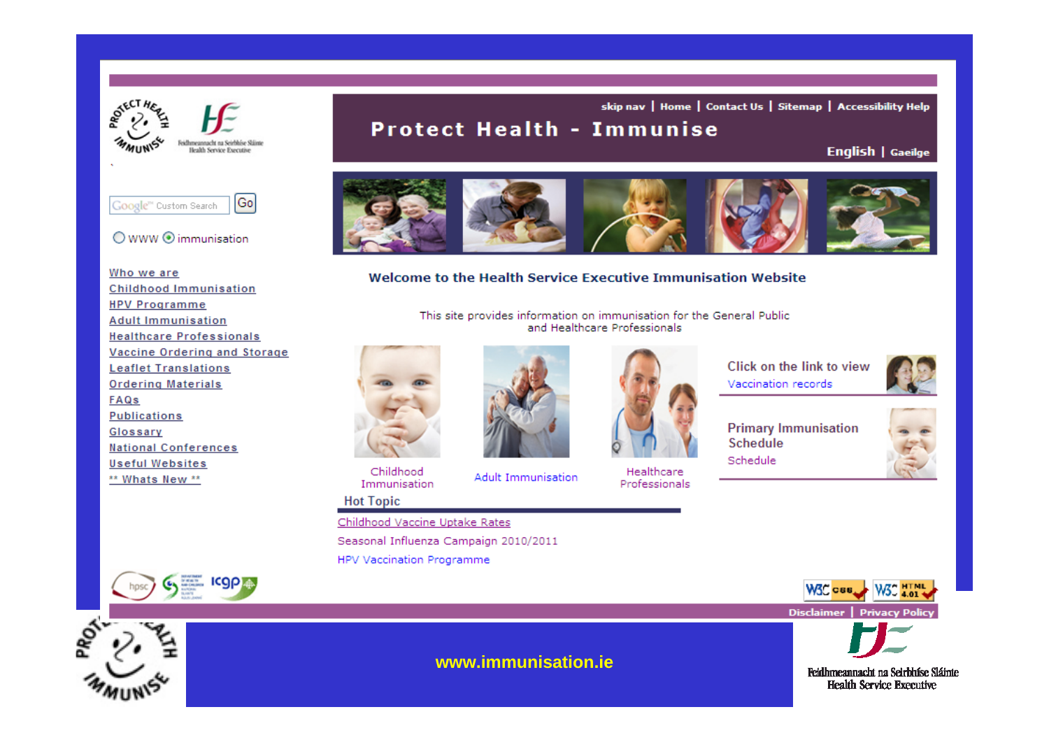skip nav | Home | Contact Us | Sitemap | Accessibility Help

# Protect Health - Immunise

English | Gaeilge

Google™ Custom Search Go

WWW immunisation

- Who we are
- Childhood Immunisation
- HPV Programme
- Adult Immunisation
- Healthcare Professionals
- Vaccine Ordering and Storage
- Leaflet Translations
- Ordering Materials
- FAQs
- Publications
- Glossary
- National Conferences
- Useful Websites
- ** Whats New **

## Welcome to the Health Service Executive Immunisation Website

This site provides information on immunisation for the General Public and Healthcare Professionals

Childhood Immunisation

Adult Immunisation

Healthcare Professionals

Click on the link to view
Vaccination records

Primary Immunisation Schedule
Schedule

### Hot Topic

Childhood Vaccine Uptake Rates

Seasonal Influenza Campaign 2010/2011

HPV Vaccination Programme

Disclaimer | Privacy Policy

**www.immunisation.ie**

Feidhmeannacht na Seirbhíse Sláinte
Health Service Executive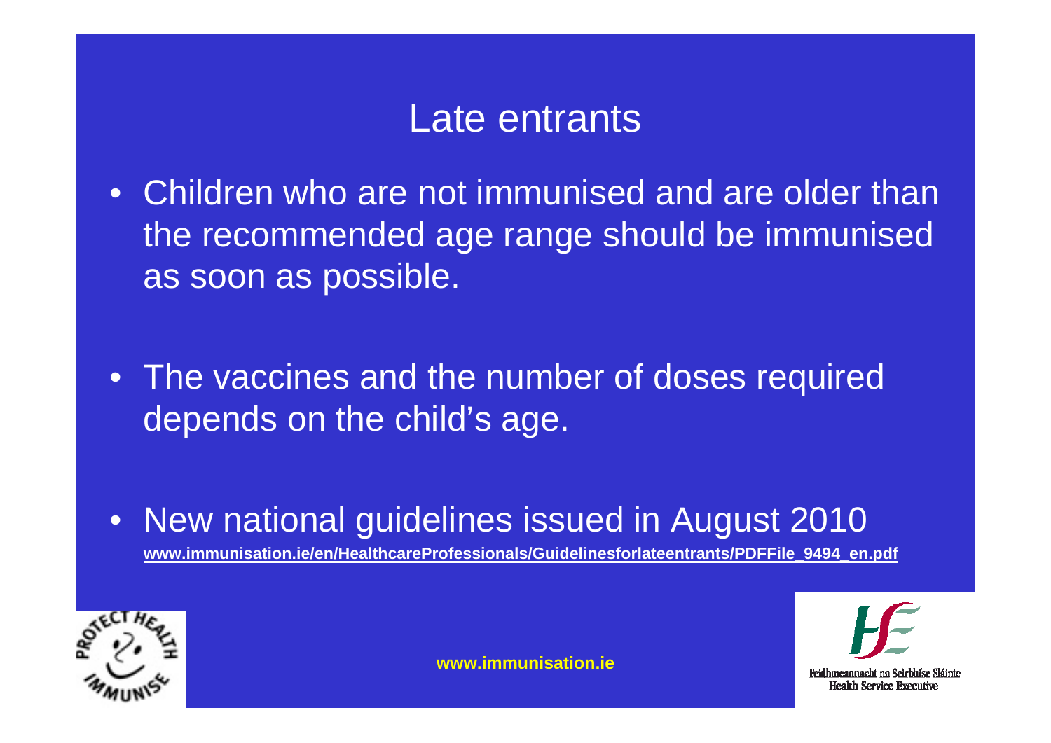# Late entrants

- Children who are not immunised and are older than the recommended age range should be immunised as soon as possible.
- The vaccines and the number of doses required depends on the child's age.
- New national guidelines issued in August 2010
  **www.immunisation.ie/en/HealthcareProfessionals/Guidelinesforlateentrants/PDFFile_9494_en.pdf**

**www.immunisation.ie**

Feidhmeannacht na Seirbhíse Sláinte
Health Service Executive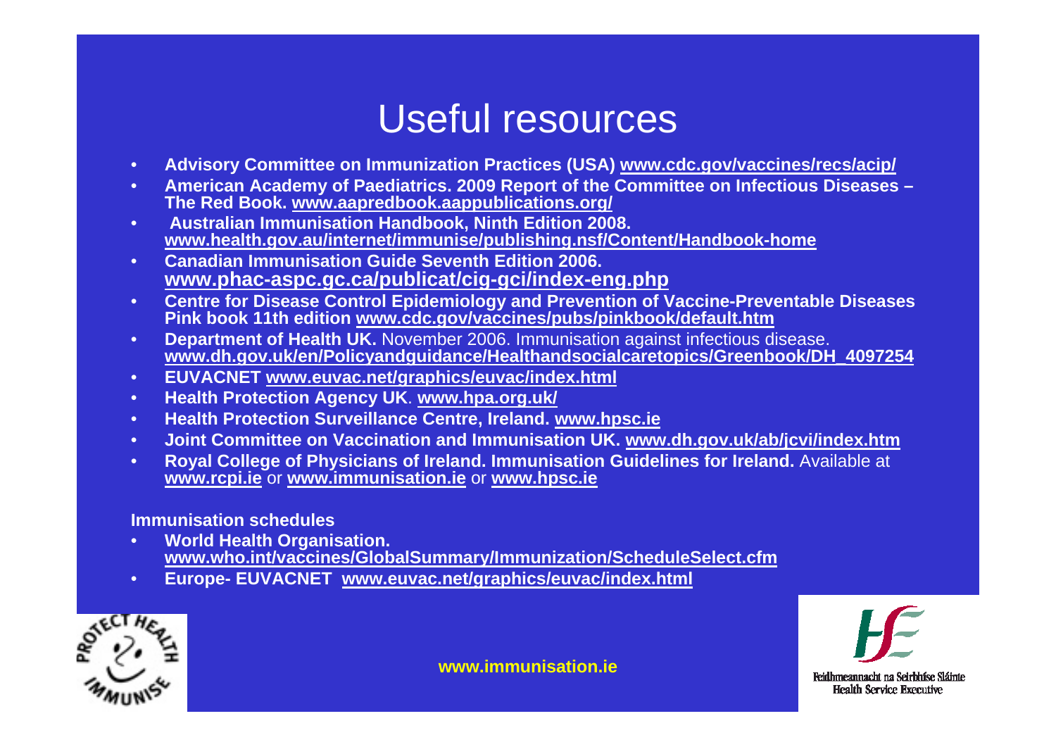# Useful resources

- **Advisory Committee on Immunization Practices (USA) www.cdc.gov/vaccines/recs/acip/**
- **American Academy of Paediatrics. 2009 Report of the Committee on Infectious Diseases – The Red Book. www.aapredbook.aappublications.org/**
- **Australian Immunisation Handbook, Ninth Edition 2008. www.health.gov.au/internet/immunise/publishing.nsf/Content/Handbook-home**
- **Canadian Immunisation Guide Seventh Edition 2006. www.phac-aspc.gc.ca/publicat/cig-gci/index-eng.php**
- **Centre for Disease Control Epidemiology and Prevention of Vaccine-Preventable Diseases Pink book 11th edition www.cdc.gov/vaccines/pubs/pinkbook/default.htm**
- **Department of Health UK.** November 2006. Immunisation against infectious disease. **www.dh.gov.uk/en/Policyandguidance/Healthandsocialcaretopics/Greenbook/DH_4097254**
- **EUVACNET www.euvac.net/graphics/euvac/index.html**
- **Health Protection Agency UK**. **www.hpa.org.uk/**
- **Health Protection Surveillance Centre, Ireland. www.hpsc.ie**
- **Joint Committee on Vaccination and Immunisation UK. www.dh.gov.uk/ab/jcvi/index.htm**
- **Royal College of Physicians of Ireland. Immunisation Guidelines for Ireland.** Available at **www.rcpi.ie** or **www.immunisation.ie** or **www.hpsc.ie**

**Immunisation schedules**

- **World Health Organisation. www.who.int/vaccines/GlobalSummary/Immunization/ScheduleSelect.cfm**
- **Europe- EUVACNET www.euvac.net/graphics/euvac/index.html**

**www.immunisation.ie**

Feidhmeannacht na Seirbhíse Sláinte
Health Service Executive